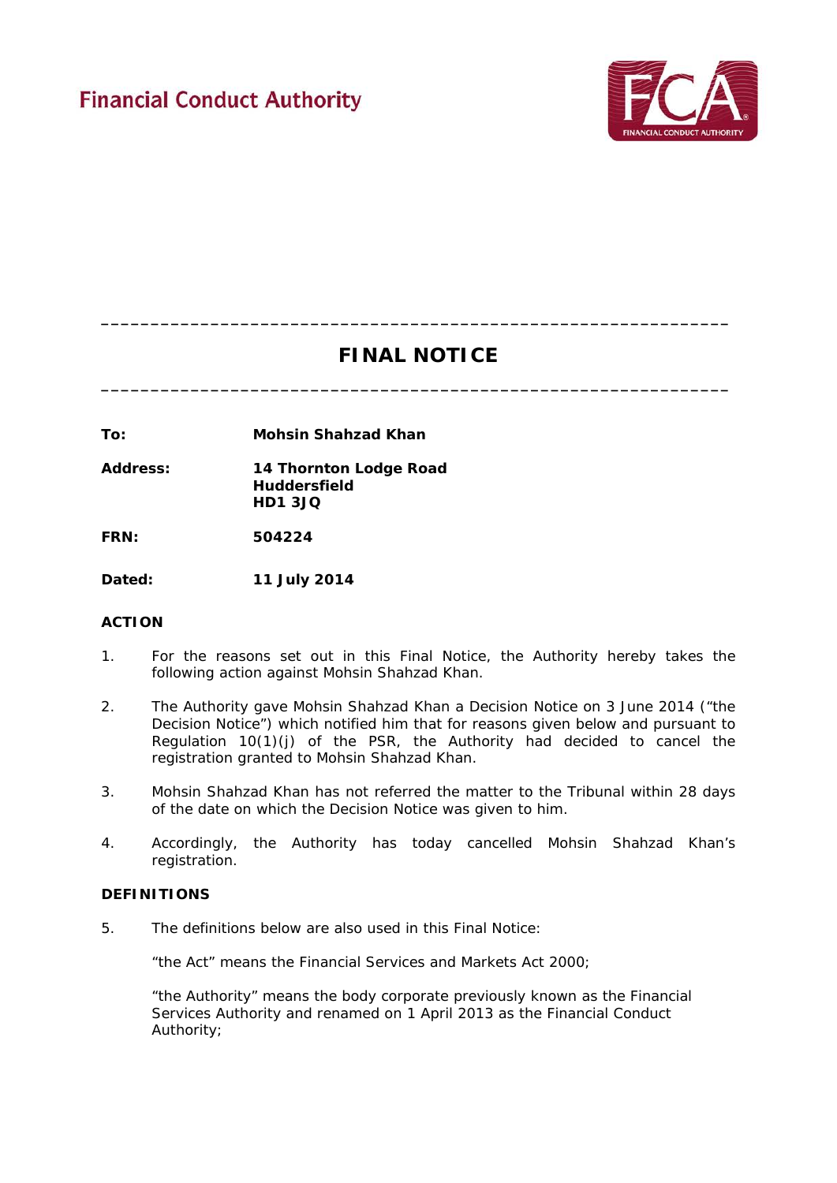Financial Conduct Authority

---

# FINAL NOTICE

---

**To:** **Mohsin Shahzad Khan**

**Address:** **14 Thornton Lodge Road**
**Huddersfield**
**HD1 3JQ**

**FRN:** **504224**

**Dated:** **11 July 2014**

## ACTION

1. For the reasons set out in this Final Notice, the Authority hereby takes the following action against Mohsin Shahzad Khan.

2. The Authority gave Mohsin Shahzad Khan a Decision Notice on 3 June 2014 ("the Decision Notice") which notified him that for reasons given below and pursuant to Regulation 10(1)(j) of the PSR, the Authority had decided to cancel the registration granted to Mohsin Shahzad Khan.

3. Mohsin Shahzad Khan has not referred the matter to the Tribunal within 28 days of the date on which the Decision Notice was given to him.

4. Accordingly, the Authority has today cancelled Mohsin Shahzad Khan's registration.

## DEFINITIONS

5. The definitions below are also used in this Final Notice:

   "the Act" means the Financial Services and Markets Act 2000;

   "the Authority" means the body corporate previously known as the Financial Services Authority and renamed on 1 April 2013 as the Financial Conduct Authority;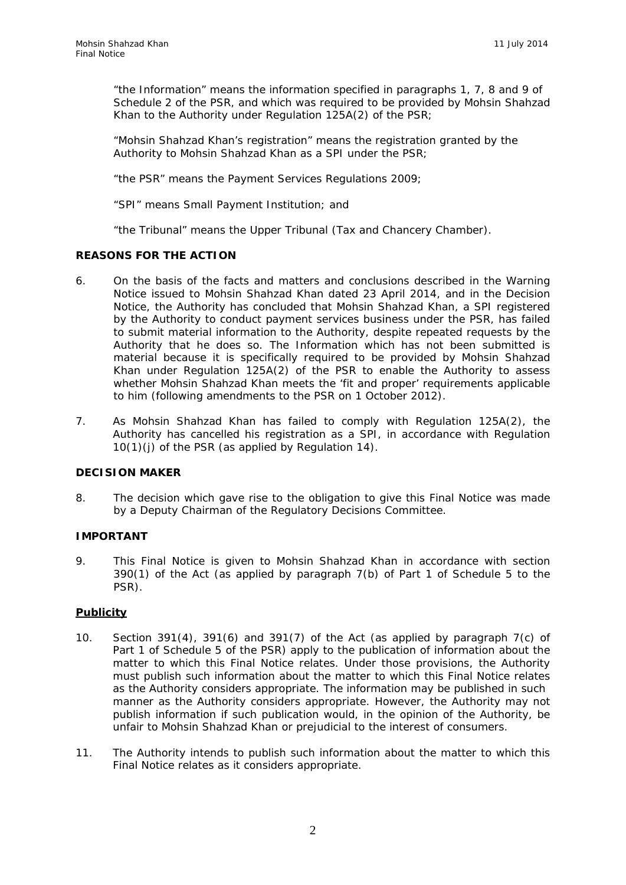"the Information" means the information specified in paragraphs 1, 7, 8 and 9 of Schedule 2 of the PSR, and which was required to be provided by Mohsin Shahzad Khan to the Authority under Regulation 125A(2) of the PSR;

"Mohsin Shahzad Khan's registration" means the registration granted by the Authority to Mohsin Shahzad Khan as a SPI under the PSR;

"the PSR" means the Payment Services Regulations 2009;

"SPI" means Small Payment Institution; and

"the Tribunal" means the Upper Tribunal (Tax and Chancery Chamber).

## REASONS FOR THE ACTION

6. On the basis of the facts and matters and conclusions described in the Warning Notice issued to Mohsin Shahzad Khan dated 23 April 2014, and in the Decision Notice, the Authority has concluded that Mohsin Shahzad Khan, a SPI registered by the Authority to conduct payment services business under the PSR, has failed to submit material information to the Authority, despite repeated requests by the Authority that he does so. The Information which has not been submitted is material because it is specifically required to be provided by Mohsin Shahzad Khan under Regulation 125A(2) of the PSR to enable the Authority to assess whether Mohsin Shahzad Khan meets the 'fit and proper' requirements applicable to him (following amendments to the PSR on 1 October 2012).

7. As Mohsin Shahzad Khan has failed to comply with Regulation 125A(2), the Authority has cancelled his registration as a SPI, in accordance with Regulation 10(1)(j) of the PSR (as applied by Regulation 14).

## DECISION MAKER

8. The decision which gave rise to the obligation to give this Final Notice was made by a Deputy Chairman of the Regulatory Decisions Committee.

## IMPORTANT

9. This Final Notice is given to Mohsin Shahzad Khan in accordance with section 390(1) of the Act (as applied by paragraph 7(b) of Part 1 of Schedule 5 to the PSR).

### Publicity

10. Section 391(4), 391(6) and 391(7) of the Act (as applied by paragraph 7(c) of Part 1 of Schedule 5 of the PSR) apply to the publication of information about the matter to which this Final Notice relates. Under those provisions, the Authority must publish such information about the matter to which this Final Notice relates as the Authority considers appropriate. The information may be published in such manner as the Authority considers appropriate. However, the Authority may not publish information if such publication would, in the opinion of the Authority, be unfair to Mohsin Shahzad Khan or prejudicial to the interest of consumers.

11. The Authority intends to publish such information about the matter to which this Final Notice relates as it considers appropriate.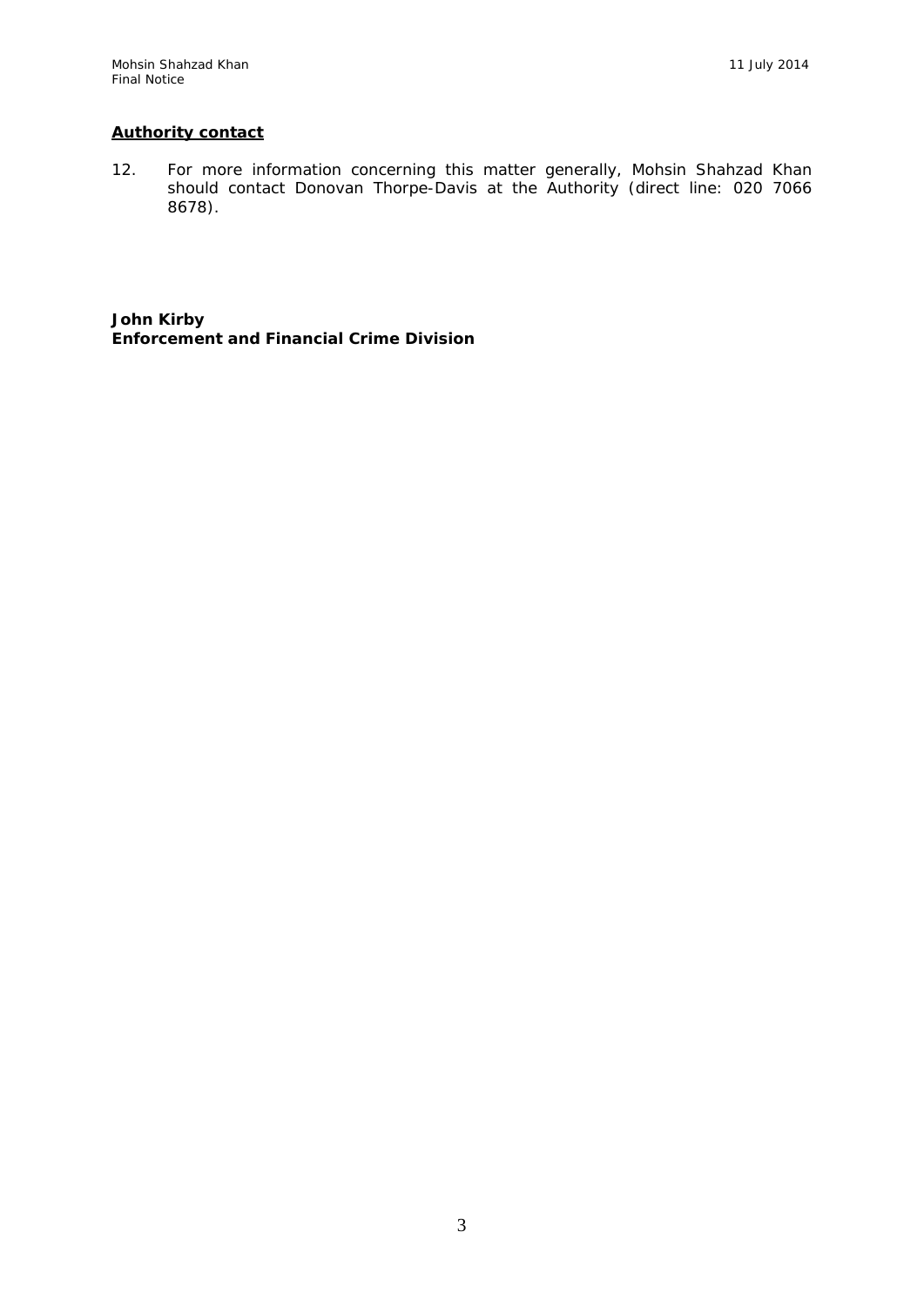**<u>Authority contact</u>**

12. For more information concerning this matter generally, Mohsin Shahzad Khan should contact Donovan Thorpe-Davis at the Authority (direct line: 020 7066 8678).

**John Kirby**
**Enforcement and Financial Crime Division**